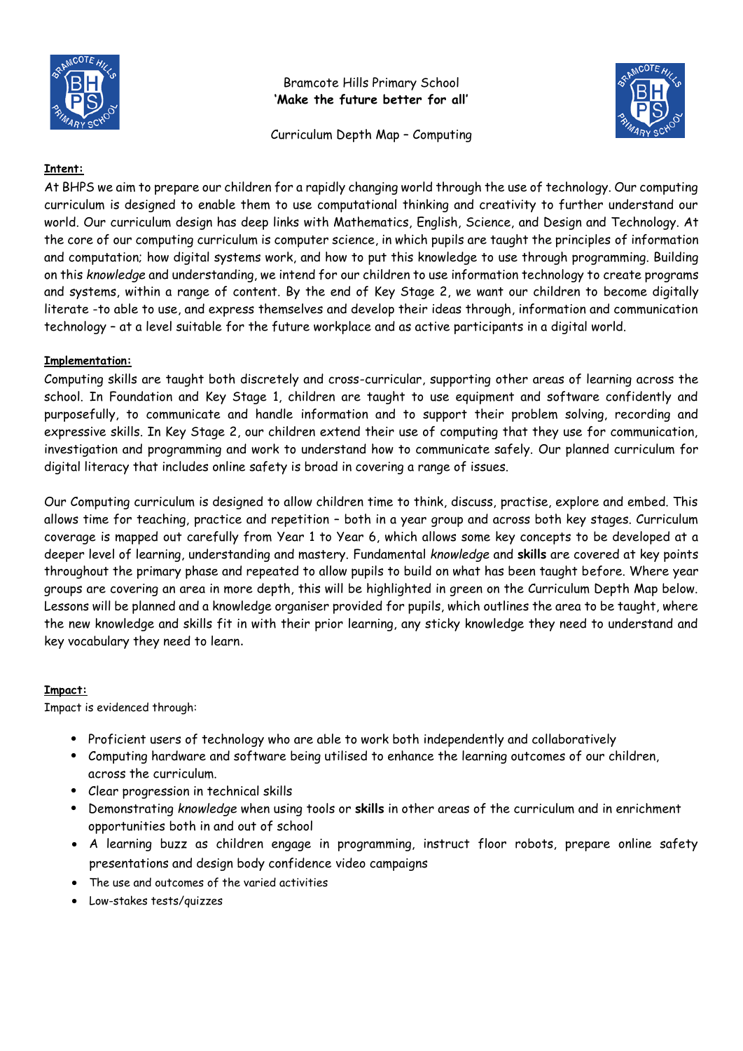Bramcote Hills Primary School

**'Make the future better for all'**

Curriculum Depth Map – Computing

**Intent:**

At BHPS we aim to prepare our children for a rapidly changing world through the use of technology. Our computing curriculum is designed to enable them to use computational thinking and creativity to further understand our world. Our curriculum design has deep links with Mathematics, English, Science, and Design and Technology. At the core of our computing curriculum is computer science, in which pupils are taught the principles of information and computation; how digital systems work, and how to put this knowledge to use through programming. Building on this *knowledge* and understanding, we intend for our children to use information technology to create programs and systems, within a range of content. By the end of Key Stage 2, we want our children to become digitally literate -to able to use, and express themselves and develop their ideas through, information and communication technology – at a level suitable for the future workplace and as active participants in a digital world.

**Implementation:**

Computing skills are taught both discretely and cross-curricular, supporting other areas of learning across the school. In Foundation and Key Stage 1, children are taught to use equipment and software confidently and purposefully, to communicate and handle information and to support their problem solving, recording and expressive skills. In Key Stage 2, our children extend their use of computing that they use for communication, investigation and programming and work to understand how to communicate safely. Our planned curriculum for digital literacy that includes online safety is broad in covering a range of issues.

Our Computing curriculum is designed to allow children time to think, discuss, practise, explore and embed. This allows time for teaching, practice and repetition – both in a year group and across both key stages. Curriculum coverage is mapped out carefully from Year 1 to Year 6, which allows some key concepts to be developed at a deeper level of learning, understanding and mastery. Fundamental *knowledge* and **skills** are covered at key points throughout the primary phase and repeated to allow pupils to build on what has been taught before. Where year groups are covering an area in more depth, this will be highlighted in green on the Curriculum Depth Map below. Lessons will be planned and a knowledge organiser provided for pupils, which outlines the area to be taught, where the new knowledge and skills fit in with their prior learning, any sticky knowledge they need to understand and key vocabulary they need to learn.

**Impact:**

Impact is evidenced through:

- Proficient users of technology who are able to work both independently and collaboratively
- Computing hardware and software being utilised to enhance the learning outcomes of our children, across the curriculum.
- Clear progression in technical skills
- Demonstrating *knowledge* when using tools or **skills** in other areas of the curriculum and in enrichment opportunities both in and out of school
- A learning buzz as children engage in programming, instruct floor robots, prepare online safety presentations and design body confidence video campaigns
- The use and outcomes of the varied activities
- Low-stakes tests/quizzes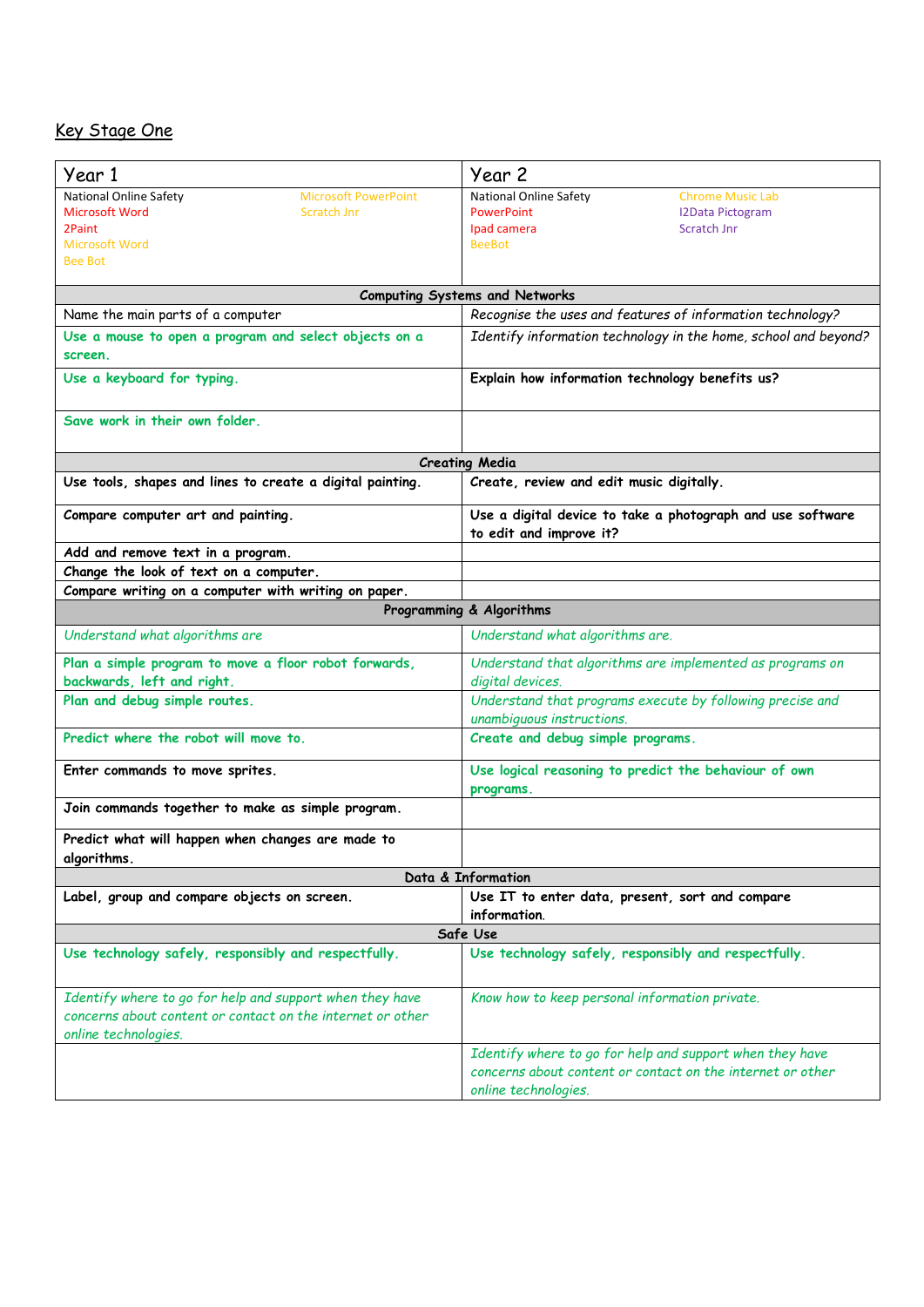## Key Stage One

| Year 1 | Year 2 |
|---|---|
| National Online Safety<br>Microsoft Word<br>2Paint<br>Microsoft Word<br>Bee Bot<br>Microsoft PowerPoint<br>Scratch Jnr | National Online Safety<br>PowerPoint<br>Ipad camera<br>BeeBot<br>Chrome Music Lab<br>I2Data Pictogram<br>Scratch Jnr |
| **Computing Systems and Networks** | |
| Name the main parts of a computer | *Recognise the uses and features of information technology?* |
| **Use a mouse to open a program and select objects on a screen.** | *Identify information technology in the home, school and beyond?* |
| **Use a keyboard for typing.** | **Explain how information technology benefits us?** |
| **Save work in their own folder.** | |
| **Creating Media** | |
| **Use tools, shapes and lines to create a digital painting.** | **Create, review and edit music digitally.** |
| **Compare computer art and painting.** | **Use a digital device to take a photograph and use software to edit and improve it?** |
| **Add and remove text in a program.** | |
| **Change the look of text on a computer.** | |
| **Compare writing on a computer with writing on paper.** | |
| **Programming & Algorithms** | |
| *Understand what algorithms are* | *Understand what algorithms are.* |
| **Plan a simple program to move a floor robot forwards, backwards, left and right.** | *Understand that algorithms are implemented as programs on digital devices.* |
| **Plan and debug simple routes.** | *Understand that programs execute by following precise and unambiguous instructions.* |
| **Predict where the robot will move to.** | **Create and debug simple programs.** |
| **Enter commands to move sprites.** | **Use logical reasoning to predict the behaviour of own programs.** |
| **Join commands together to make as simple program.** | |
| **Predict what will happen when changes are made to algorithms.** | |
| **Data & Information** | |
| **Label, group and compare objects on screen.** | **Use IT to enter data, present, sort and compare information.** |
| **Safe Use** | |
| **Use technology safely, responsibly and respectfully.** | **Use technology safely, responsibly and respectfully.** |
| *Identify where to go for help and support when they have concerns about content or contact on the internet or other online technologies.* | *Know how to keep personal information private.* |
| | *Identify where to go for help and support when they have concerns about content or contact on the internet or other online technologies.* |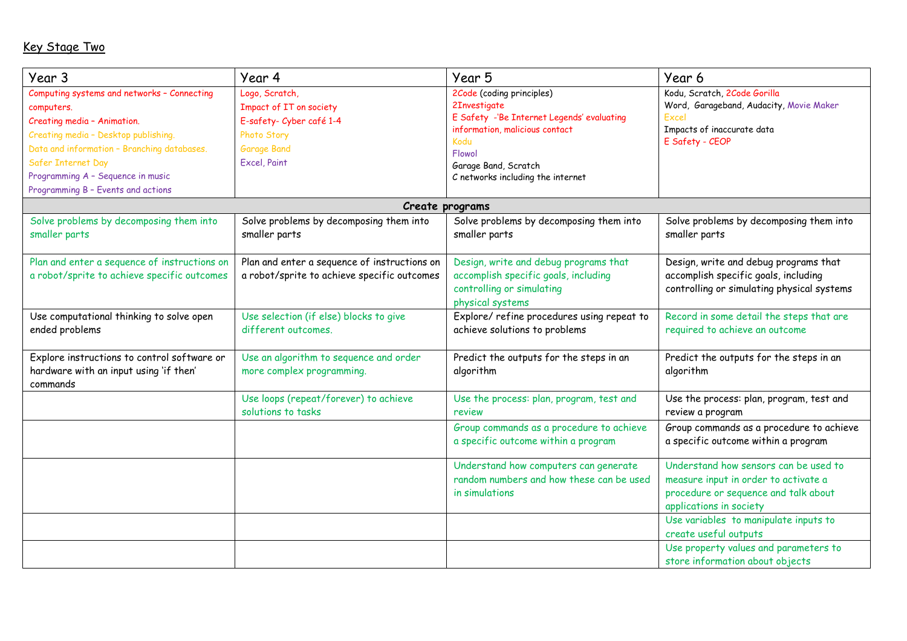Key Stage Two

| Year 3 | Year 4 | Year 5 | Year 6 |
|---|---|---|---|
| Computing systems and networks – Connecting computers.<br>Creating media – Animation.<br>Creating media – Desktop publishing.<br>Data and information – Branching databases.<br>Safer Internet Day<br>Programming A – Sequence in music<br>Programming B – Events and actions | Logo, Scratch,<br>Impact of IT on society<br>E-safety- Cyber café 1-4<br>Photo Story<br>Garage Band<br>Excel, Paint | 2Code (coding principles)<br>2Investigate<br>E Safety -'Be Internet Legends' evaluating information, malicious contact<br>Kodu<br>Flowol<br>Garage Band, Scratch<br>C networks including the internet | Kodu, Scratch, 2Code Gorilla<br>Word, Garageband, Audacity, Movie Maker<br>Excel<br>Impacts of inaccurate data<br>E Safety - CEOP |
| **Create programs** | | | |
| Solve problems by decomposing them into smaller parts | Solve problems by decomposing them into smaller parts | Solve problems by decomposing them into smaller parts | Solve problems by decomposing them into smaller parts |
| Plan and enter a sequence of instructions on a robot/sprite to achieve specific outcomes | Plan and enter a sequence of instructions on a robot/sprite to achieve specific outcomes | Design, write and debug programs that accomplish specific goals, including controlling or simulating physical systems | Design, write and debug programs that accomplish specific goals, including controlling or simulating physical systems |
| Use computational thinking to solve open ended problems | Use selection (if else) blocks to give different outcomes. | Explore/ refine procedures using repeat to achieve solutions to problems | Record in some detail the steps that are required to achieve an outcome |
| Explore instructions to control software or hardware with an input using 'if then' commands | Use an algorithm to sequence and order more complex programming. | Predict the outputs for the steps in an algorithm | Predict the outputs for the steps in an algorithm |
| | Use loops (repeat/forever) to achieve solutions to tasks | Use the process: plan, program, test and review | Use the process: plan, program, test and review a program |
| | | Group commands as a procedure to achieve a specific outcome within a program | Group commands as a procedure to achieve a specific outcome within a program |
| | | Understand how computers can generate random numbers and how these can be used in simulations | Understand how sensors can be used to measure input in order to activate a procedure or sequence and talk about applications in society |
| | | | Use variables to manipulate inputs to create useful outputs |
| | | | Use property values and parameters to store information about objects |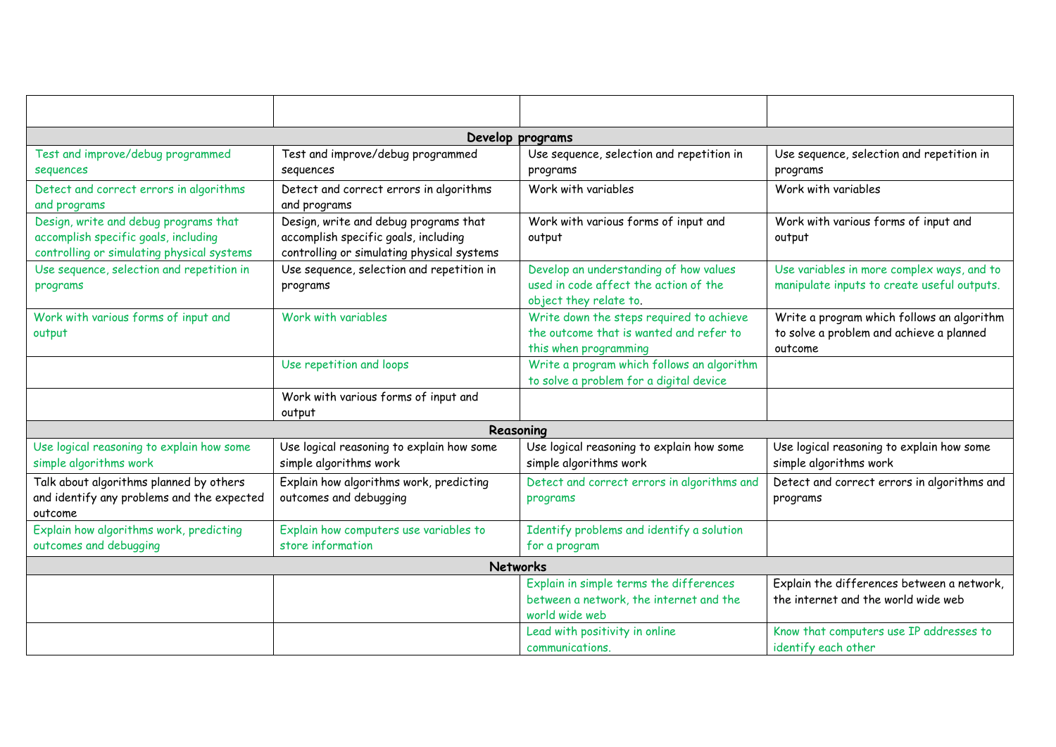| | | | |
|---|---|---|---|
| **Develop programs** | | | |
| Test and improve/debug programmed sequences | Test and improve/debug programmed sequences | Use sequence, selection and repetition in programs | Use sequence, selection and repetition in programs |
| Detect and correct errors in algorithms and programs | Detect and correct errors in algorithms and programs | Work with variables | Work with variables |
| Design, write and debug programs that accomplish specific goals, including controlling or simulating physical systems | Design, write and debug programs that accomplish specific goals, including controlling or simulating physical systems | Work with various forms of input and output | Work with various forms of input and output |
| Use sequence, selection and repetition in programs | Use sequence, selection and repetition in programs | Develop an understanding of how values used in code affect the action of the object they relate to. | Use variables in more complex ways, and to manipulate inputs to create useful outputs. |
| Work with various forms of input and output | Work with variables | Write down the steps required to achieve the outcome that is wanted and refer to this when programming | Write a program which follows an algorithm to solve a problem and achieve a planned outcome |
| | Use repetition and loops | Write a program which follows an algorithm to solve a problem for a digital device | |
| | Work with various forms of input and output | | |
| **Reasoning** | | | |
| Use logical reasoning to explain how some simple algorithms work | Use logical reasoning to explain how some simple algorithms work | Use logical reasoning to explain how some simple algorithms work | Use logical reasoning to explain how some simple algorithms work |
| Talk about algorithms planned by others and identify any problems and the expected outcome | Explain how algorithms work, predicting outcomes and debugging | Detect and correct errors in algorithms and programs | Detect and correct errors in algorithms and programs |
| Explain how algorithms work, predicting outcomes and debugging | Explain how computers use variables to store information | Identify problems and identify a solution for a program | |
| **Networks** | | | |
| | | Explain in simple terms the differences between a network, the internet and the world wide web | Explain the differences between a network, the internet and the world wide web |
| | | Lead with positivity in online communications. | Know that computers use IP addresses to identify each other |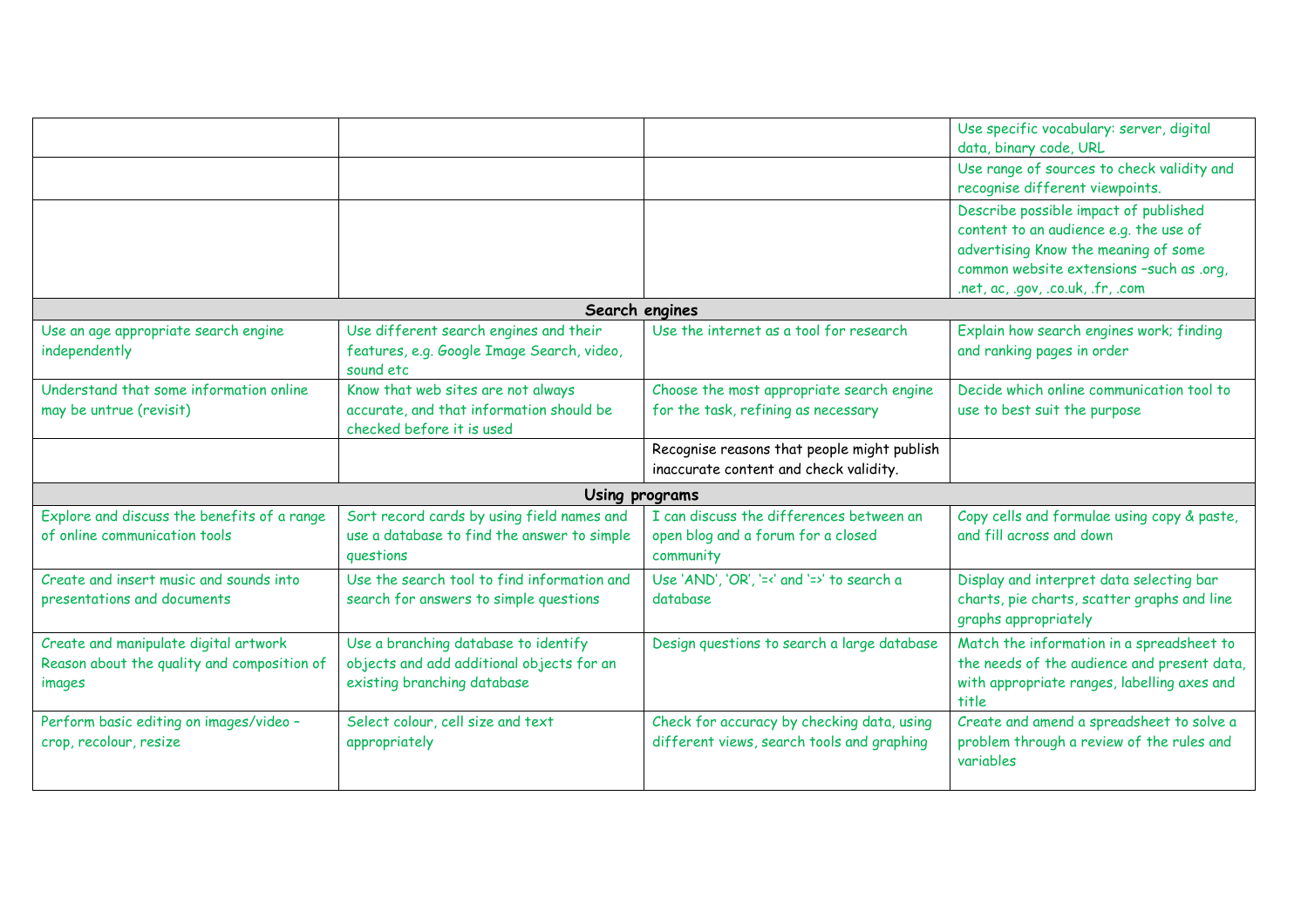| | | | |
|---|---|---|---|
| | | | Use specific vocabulary: server, digital data, binary code, URL |
| | | | Use range of sources to check validity and recognise different viewpoints. |
| | | | Describe possible impact of published content to an audience e.g. the use of advertising Know the meaning of some common website extensions –such as .org, .net, ac, .gov, .co.uk, .fr, .com |
| **Search engines** | | | |
| Use an age appropriate search engine independently | Use different search engines and their features, e.g. Google Image Search, video, sound etc | Use the internet as a tool for research | Explain how search engines work; finding and ranking pages in order |
| Understand that some information online may be untrue (revisit) | Know that web sites are not always accurate, and that information should be checked before it is used | Choose the most appropriate search engine for the task, refining as necessary | Decide which online communication tool to use to best suit the purpose |
| | | Recognise reasons that people might publish inaccurate content and check validity. | |
| **Using programs** | | | |
| Explore and discuss the benefits of a range of online communication tools | Sort record cards by using field names and use a database to find the answer to simple questions | I can discuss the differences between an open blog and a forum for a closed community | Copy cells and formulae using copy & paste, and fill across and down |
| Create and insert music and sounds into presentations and documents | Use the search tool to find information and search for answers to simple questions | Use 'AND', 'OR', '=<' and '=>' to search a database | Display and interpret data selecting bar charts, pie charts, scatter graphs and line graphs appropriately |
| Create and manipulate digital artwork Reason about the quality and composition of images | Use a branching database to identify objects and add additional objects for an existing branching database | Design questions to search a large database | Match the information in a spreadsheet to the needs of the audience and present data, with appropriate ranges, labelling axes and title |
| Perform basic editing on images/video – crop, recolour, resize | Select colour, cell size and text appropriately | Check for accuracy by checking data, using different views, search tools and graphing | Create and amend a spreadsheet to solve a problem through a review of the rules and variables |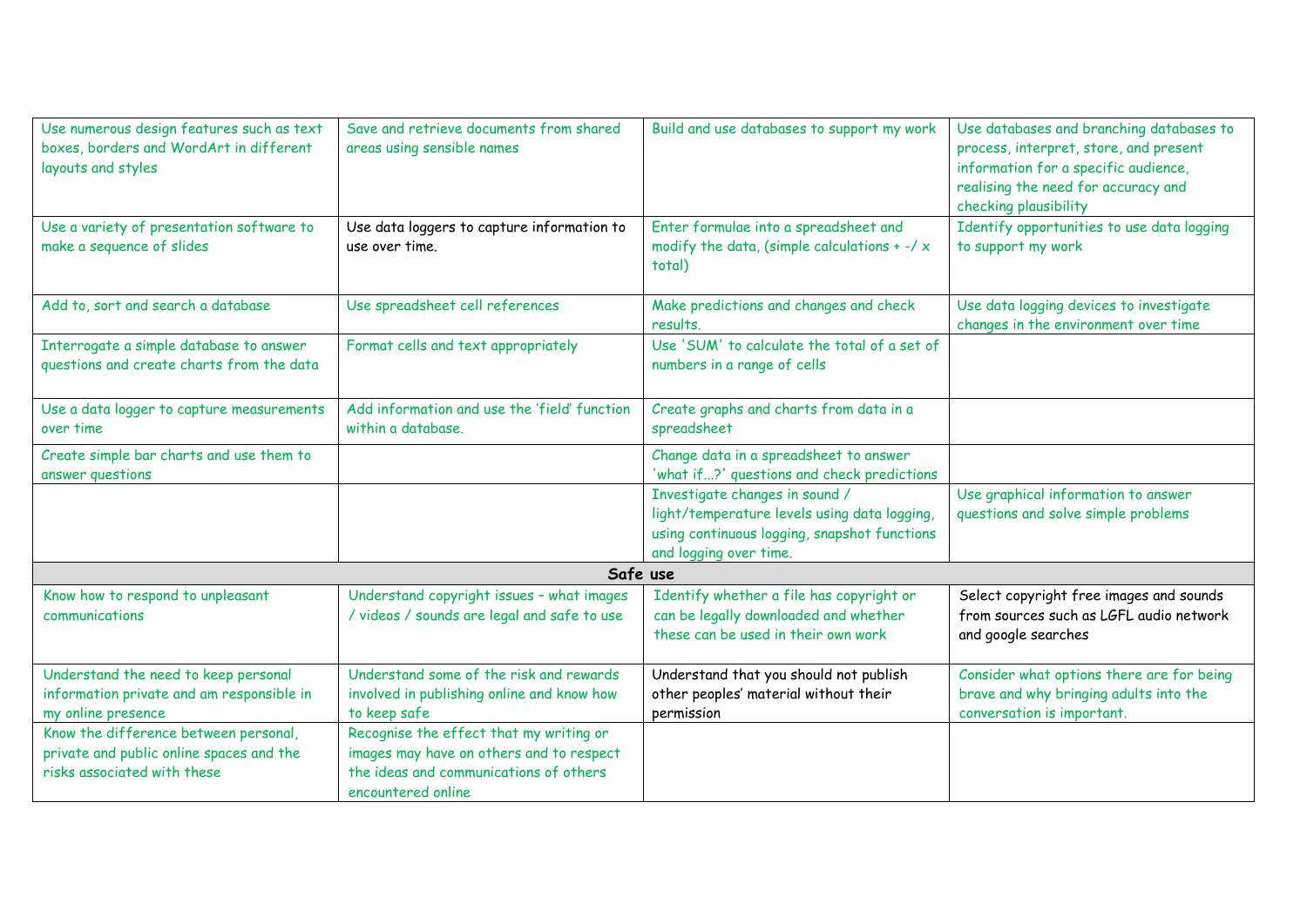| | | | |
|---|---|---|---|
| Use numerous design features such as text boxes, borders and WordArt in different layouts and styles | Save and retrieve documents from shared areas using sensible names | Build and use databases to support my work | Use databases and branching databases to process, interpret, store, and present information for a specific audience, realising the need for accuracy and checking plausibility |
| Use a variety of presentation software to make a sequence of slides | Use data loggers to capture information to use over time. | Enter formulae into a spreadsheet and modify the data, (simple calculations + -/ x total) | Identify opportunities to use data logging to support my work |
| Add to, sort and search a database | Use spreadsheet cell references | Make predictions and changes and check results. | Use data logging devices to investigate changes in the environment over time |
| Interrogate a simple database to answer questions and create charts from the data | Format cells and text appropriately | Use 'SUM' to calculate the total of a set of numbers in a range of cells | |
| Use a data logger to capture measurements over time | Add information and use the 'field' function within a database. | Create graphs and charts from data in a spreadsheet | |
| Create simple bar charts and use them to answer questions | | Change data in a spreadsheet to answer 'what if…?' questions and check predictions | |
| | | Investigate changes in sound / light/temperature levels using data logging, using continuous logging, snapshot functions and logging over time. | Use graphical information to answer questions and solve simple problems |
| **Safe use** | | | |
| Know how to respond to unpleasant communications | Understand copyright issues – what images / videos / sounds are legal and safe to use | Identify whether a file has copyright or can be legally downloaded and whether these can be used in their own work | Select copyright free images and sounds from sources such as LGFL audio network and google searches |
| Understand the need to keep personal information private and am responsible in my online presence | Understand some of the risk and rewards involved in publishing online and know how to keep safe | Understand that you should not publish other peoples' material without their permission | Consider what options there are for being brave and why bringing adults into the conversation is important. |
| Know the difference between personal, private and public online spaces and the risks associated with these | Recognise the effect that my writing or images may have on others and to respect the ideas and communications of others encountered online | | |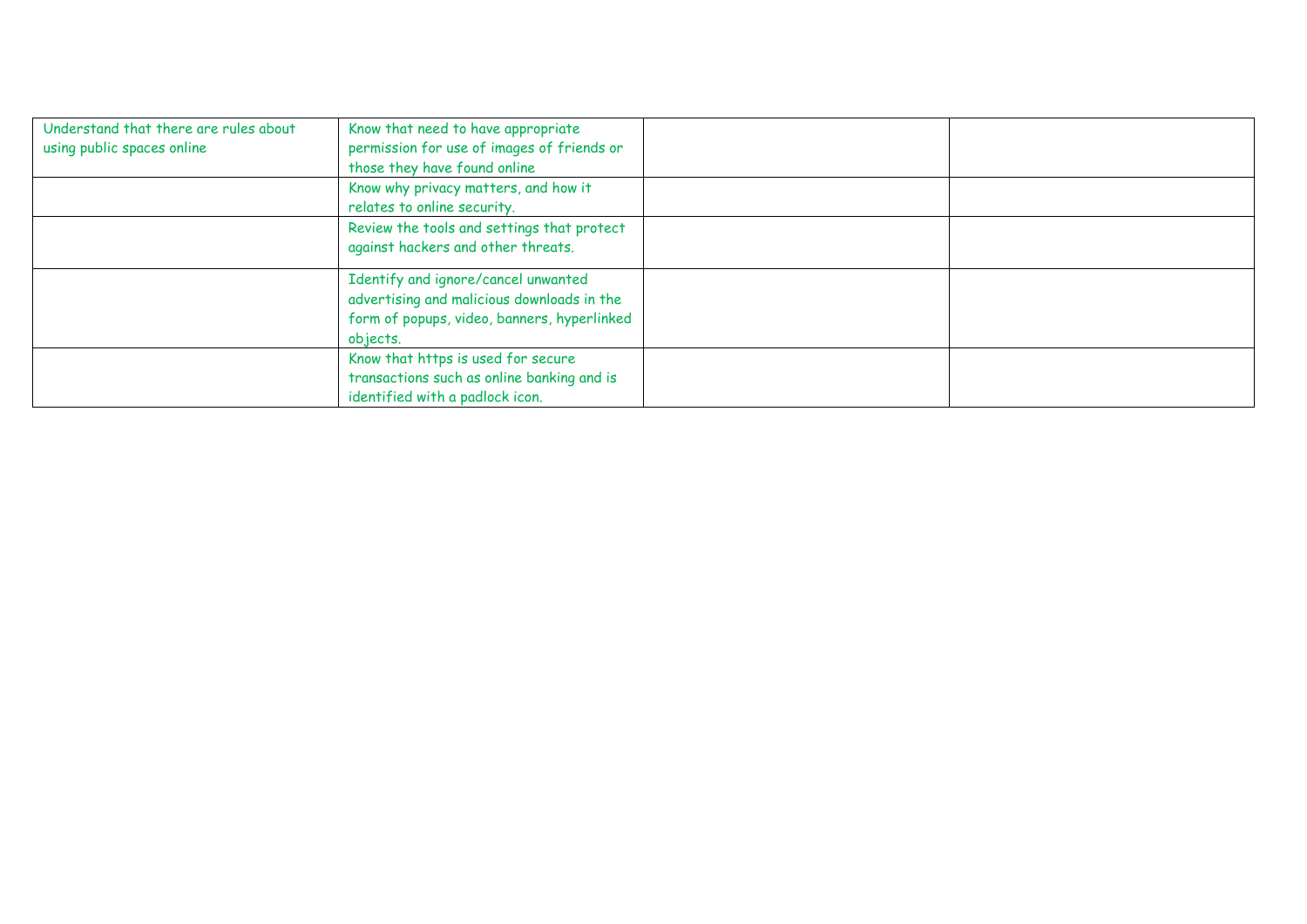| | | | |
|---|---|---|---|
| Understand that there are rules about using public spaces online | Know that need to have appropriate permission for use of images of friends or those they have found online | | |
| | Know why privacy matters, and how it relates to online security. | | |
| | Review the tools and settings that protect against hackers and other threats. | | |
| | Identify and ignore/cancel unwanted advertising and malicious downloads in the form of popups, video, banners, hyperlinked objects. | | |
| | Know that https is used for secure transactions such as online banking and is identified with a padlock icon. | | |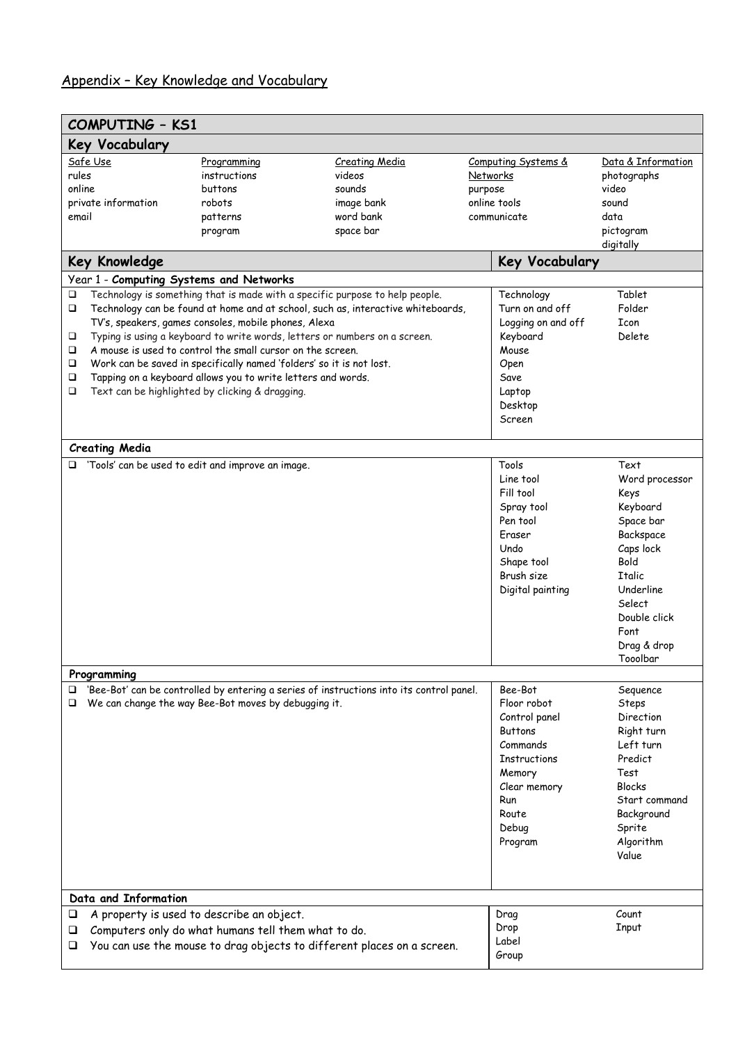## Appendix – Key Knowledge and Vocabulary

### COMPUTING – KS1

#### Key Vocabulary

| Safe Use | Programming | Creating Media | Computing Systems & Networks | Data & Information |
|---|---|---|---|---|
| rules | instructions | videos | purpose | photographs |
| online | buttons | sounds | online tools | video |
| private information | robots | image bank | communicate | sound |
| email | patterns | word bank | | data |
| | program | space bar | | pictogram |
| | | | | digitally |

| Key Knowledge | Key Vocabulary | |
|---|---|---|
| **Year 1 - Computing Systems and Networks** | | |
| ❑ Technology is something that is made with a specific purpose to help people.<br>❑ Technology can be found at home and at school, such as, interactive whiteboards, TV's, speakers, games consoles, mobile phones, Alexa<br>❑ Typing is using a keyboard to write words, letters or numbers on a screen.<br>❑ A mouse is used to control the small cursor on the screen.<br>❑ Work can be saved in specifically named 'folders' so it is not lost.<br>❑ Tapping on a keyboard allows you to write letters and words.<br>❑ Text can be highlighted by clicking & dragging. | Technology<br>Turn on and off<br>Logging on and off<br>Keyboard<br>Mouse<br>Open<br>Save<br>Laptop<br>Desktop<br>Screen | Tablet<br>Folder<br>Icon<br>Delete |
| ***Creating Media*** | | |
| ❑ 'Tools' can be used to edit and improve an image. | Tools<br>Line tool<br>Fill tool<br>Spray tool<br>Pen tool<br>Eraser<br>Undo<br>Shape tool<br>Brush size<br>Digital painting | Text<br>Word processor<br>Keys<br>Keyboard<br>Space bar<br>Backspace<br>Caps lock<br>Bold<br>Italic<br>Underline<br>Select<br>Double click<br>Font<br>Drag & drop<br>Tooolbar |
| ***Programming*** | | |
| ❑ 'Bee-Bot' can be controlled by entering a series of instructions into its control panel.<br>❑ We can change the way Bee-Bot moves by debugging it. | Bee-Bot<br>Floor robot<br>Control panel<br>Buttons<br>Commands<br>Instructions<br>Memory<br>Clear memory<br>Run<br>Route<br>Debug<br>Program | Sequence<br>Steps<br>Direction<br>Right turn<br>Left turn<br>Predict<br>Test<br>Blocks<br>Start command<br>Background<br>Sprite<br>Algorithm<br>Value |
| ***Data and Information*** | | |
| ❑ A property is used to describe an object.<br>❑ Computers only do what humans tell them what to do.<br>❑ You can use the mouse to drag objects to different places on a screen. | Drag<br>Drop<br>Label<br>Group | Count<br>Input |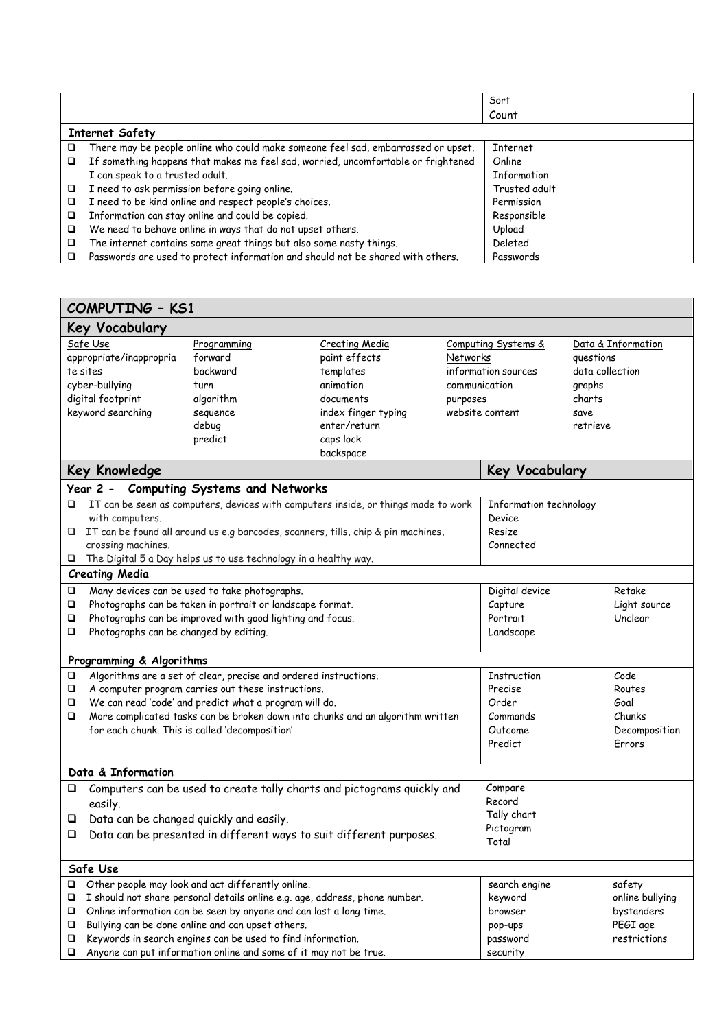| | Sort<br>Count |
|---|---|
| **Internet Safety** | |
| ❑ There may be people online who could make someone feel sad, embarrassed or upset.<br>❑ If something happens that makes me feel sad, worried, uncomfortable or frightened I can speak to a trusted adult.<br>❑ I need to ask permission before going online.<br>❑ I need to be kind online and respect people's choices.<br>❑ Information can stay online and could be copied.<br>❑ We need to behave online in ways that do not upset others.<br>❑ The internet contains some great things but also some nasty things.<br>❑ Passwords are used to protect information and should not be shared with others. | Internet<br>Online<br>Information<br>Trusted adult<br>Permission<br>Responsible<br>Upload<br>Deleted<br>Passwords |

## COMPUTING – KS1

### Key Vocabulary

| Safe Use | Programming | Creating Media | Computing Systems & Networks | Data & Information |
|---|---|---|---|---|
| appropriate/inappropriate sites<br>cyber-bullying<br>digital footprint<br>keyword searching | forward<br>backward<br>turn<br>algorithm<br>sequence<br>debug<br>predict | paint effects<br>templates<br>animation<br>documents<br>index finger typing<br>enter/return<br>caps lock<br>backspace | information sources<br>communication<br>purposes<br>website content | questions<br>data collection<br>graphs<br>charts<br>save<br>retrieve |

| Key Knowledge | Key Vocabulary | |
|---|---|---|
| **Year 2 - Computing Systems and Networks** | | |
| ❑ IT can be seen as computers, devices with computers inside, or things made to work with computers.<br>❑ IT can be found all around us e.g barcodes, scanners, tills, chip & pin machines, crossing machines.<br>❑ The Digital 5 a Day helps us to use technology in a healthy way. | Information technology<br>Device<br>Resize<br>Connected | |
| **Creating Media** | | |
| ❑ Many devices can be used to take photographs.<br>❑ Photographs can be taken in portrait or landscape format.<br>❑ Photographs can be improved with good lighting and focus.<br>❑ Photographs can be changed by editing. | Digital device<br>Capture<br>Portrait<br>Landscape | Retake<br>Light source<br>Unclear |
| **Programming & Algorithms** | | |
| ❑ Algorithms are a set of clear, precise and ordered instructions.<br>❑ A computer program carries out these instructions.<br>❑ We can read 'code' and predict what a program will do.<br>❑ More complicated tasks can be broken down into chunks and an algorithm written for each chunk. This is called 'decomposition' | Instruction<br>Precise<br>Order<br>Commands<br>Outcome<br>Predict | Code<br>Routes<br>Goal<br>Chunks<br>Decomposition<br>Errors |
| **Data & Information** | | |
| ❑ Computers can be used to create tally charts and pictograms quickly and easily.<br>❑ Data can be changed quickly and easily.<br>❑ Data can be presented in different ways to suit different purposes. | Compare<br>Record<br>Tally chart<br>Pictogram<br>Total | |
| **Safe Use** | | |
| ❑ Other people may look and act differently online.<br>❑ I should not share personal details online e.g. age, address, phone number.<br>❑ Online information can be seen by anyone and can last a long time.<br>❑ Bullying can be done online and can upset others.<br>❑ Keywords in search engines can be used to find information.<br>❑ Anyone can put information online and some of it may not be true. | search engine<br>keyword<br>browser<br>pop-ups<br>password<br>security | safety<br>online bullying<br>bystanders<br>PEGI age<br>restrictions |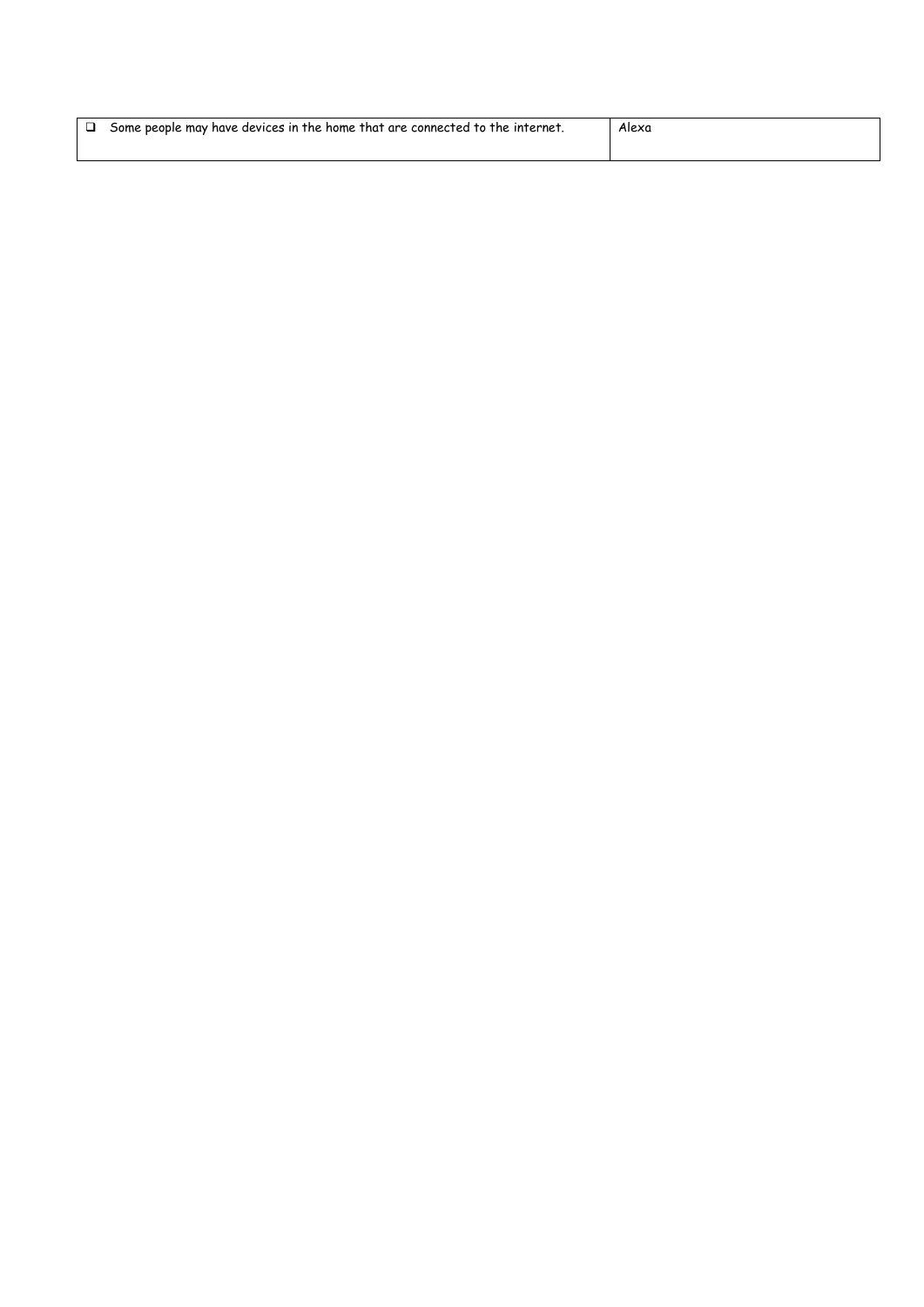| | |
|---|---|
| ❑ Some people may have devices in the home that are connected to the internet. | Alexa |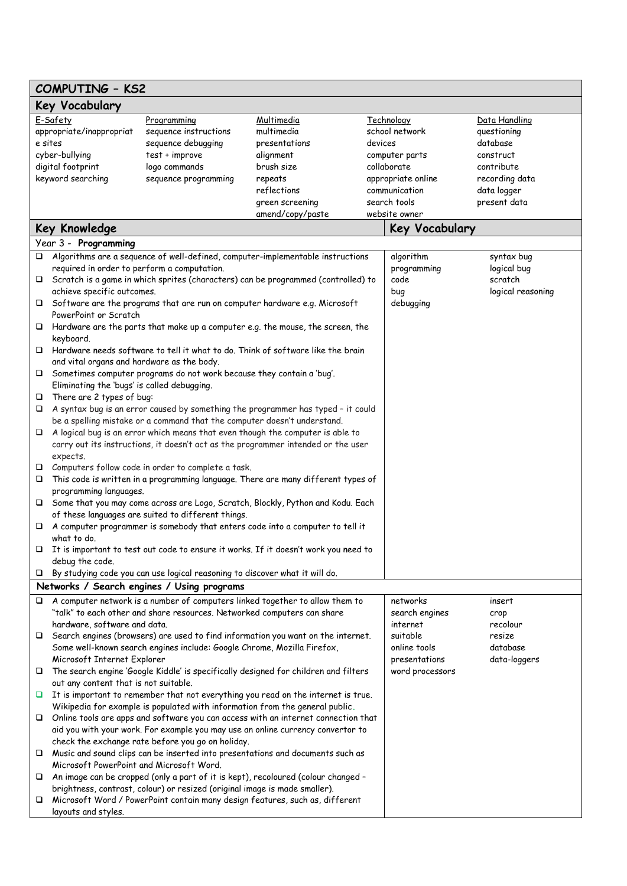# COMPUTING – KS2

## Key Vocabulary

| E-Safety | Programming | Multimedia | Technology | Data Handling |
|---|---|---|---|---|
| appropriate/inappropriate sites | sequence instructions | multimedia | school network | questioning |
| cyber-bullying | sequence debugging | presentations | devices | database |
| digital footprint | test + improve | alignment | computer parts | construct |
| keyword searching | logo commands | brush size | collaborate | contribute |
| | sequence programming | repeats | appropriate online communication | recording data |
| | | reflections | search tools | data logger |
| | | green screening | website owner | present data |
| | | amend/copy/paste | | |

## Key Knowledge

### Year 3 - Programming

- Algorithms are a sequence of well-defined, computer-implementable instructions required in order to perform a computation.
- Scratch is a game in which sprites (characters) can be programmed (controlled) to achieve specific outcomes.
- Software are the programs that are run on computer hardware e.g. Microsoft PowerPoint or Scratch
- Hardware are the parts that make up a computer e.g. the mouse, the screen, the keyboard.
- Hardware needs software to tell it what to do. Think of software like the brain and vital organs and hardware as the body.
- Sometimes computer programs do not work because they contain a 'bug'. Eliminating the 'bugs' is called debugging.
- There are 2 types of bug:
- A syntax bug is an error caused by something the programmer has typed – it could be a spelling mistake or a command that the computer doesn't understand.
- A logical bug is an error which means that even though the computer is able to carry out its instructions, it doesn't act as the programmer intended or the user expects.
- Computers follow code in order to complete a task.
- This code is written in a programming language. There are many different types of programming languages.
- Some that you may come across are Logo, Scratch, Blockly, Python and Kodu. Each of these languages are suited to different things.
- A computer programmer is somebody that enters code into a computer to tell it what to do.
- It is important to test out code to ensure it works. If it doesn't work you need to debug the code.
- By studying code you can use logical reasoning to discover what it will do.

**Key Vocabulary:** algorithm, programming, code, bug, debugging, syntax bug, logical bug, scratch, logical reasoning

### Networks / Search engines / Using programs

- A computer network is a number of computers linked together to allow them to "talk" to each other and share resources. Networked computers can share hardware, software and data.
- Search engines (browsers) are used to find information you want on the internet. Some well-known search engines include: Google Chrome, Mozilla Firefox, Microsoft Internet Explorer
- The search engine 'Google Kiddle' is specifically designed for children and filters out any content that is not suitable.
- It is important to remember that not everything you read on the internet is true. Wikipedia for example is populated with information from the general public.
- Online tools are apps and software you can access with an internet connection that aid you with your work. For example you may use an online currency convertor to check the exchange rate before you go on holiday.
- Music and sound clips can be inserted into presentations and documents such as Microsoft PowerPoint and Microsoft Word.
- An image can be cropped (only a part of it is kept), recoloured (colour changed – brightness, contrast, colour) or resized (original image is made smaller).
- Microsoft Word / PowerPoint contain many design features, such as, different layouts and styles.

**Key Vocabulary:** networks, search engines, internet, suitable, online tools, presentations, word processors, insert, crop, recolour, resize, database, data-loggers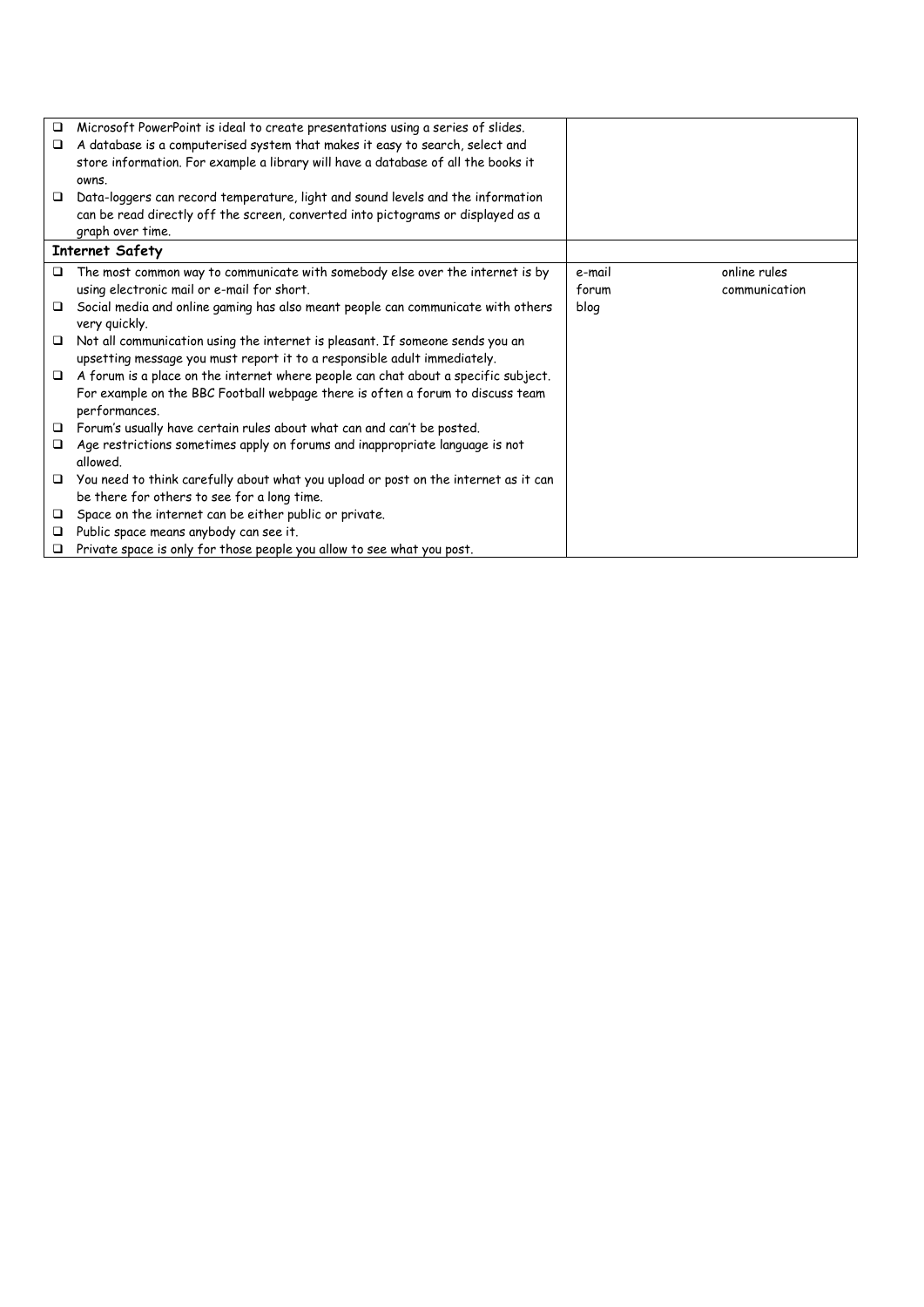| | |
|---|---|
| ❑ Microsoft PowerPoint is ideal to create presentations using a series of slides.<br>❑ A database is a computerised system that makes it easy to search, select and store information. For example a library will have a database of all the books it owns.<br>❑ Data-loggers can record temperature, light and sound levels and the information can be read directly off the screen, converted into pictograms or displayed as a graph over time. | |
| **Internet Safety** | |
| ❑ The most common way to communicate with somebody else over the internet is by using electronic mail or e-mail for short.<br>❑ Social media and online gaming has also meant people can communicate with others very quickly.<br>❑ Not all communication using the internet is pleasant. If someone sends you an upsetting message you must report it to a responsible adult immediately.<br>❑ A forum is a place on the internet where people can chat about a specific subject. For example on the BBC Football webpage there is often a forum to discuss team performances.<br>❑ Forum's usually have certain rules about what can and can't be posted.<br>❑ Age restrictions sometimes apply on forums and inappropriate language is not allowed.<br>❑ You need to think carefully about what you upload or post on the internet as it can be there for others to see for a long time.<br>❑ Space on the internet can be either public or private.<br>❑ Public space means anybody can see it.<br>❑ Private space is only for those people you allow to see what you post. | e-mail<br>forum<br>blog<br>online rules<br>communication |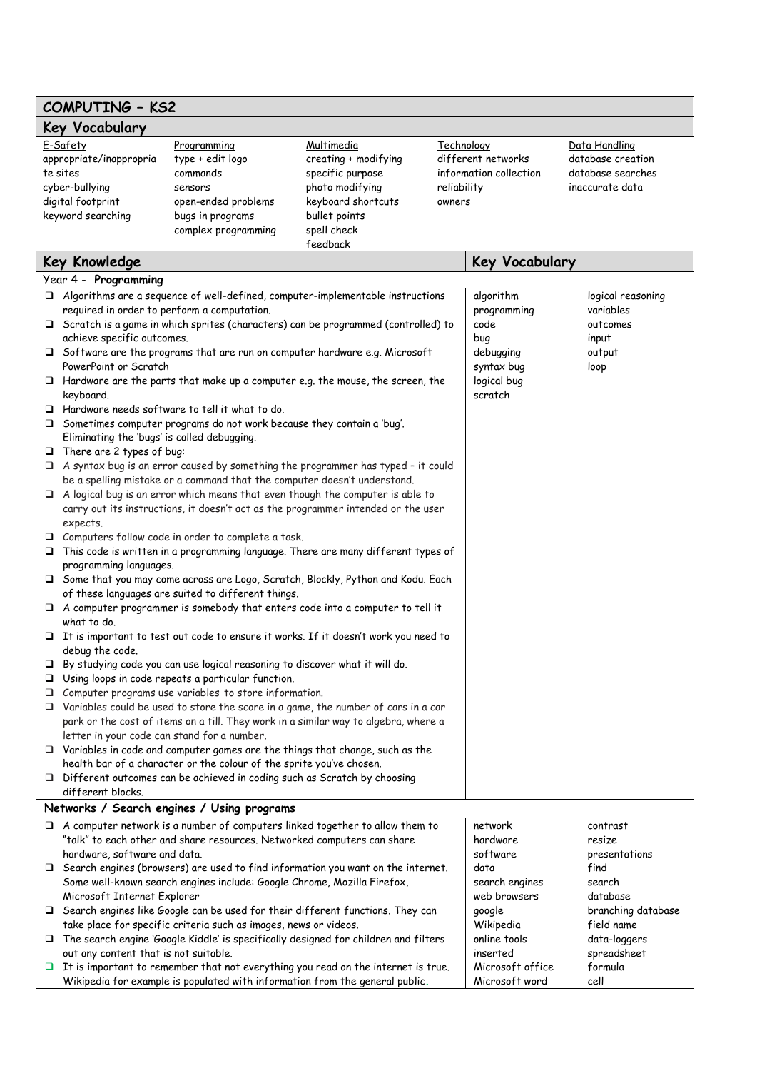## COMPUTING – KS2

### Key Vocabulary

| E-Safety | Programming | Multimedia | Technology | Data Handling |
|---|---|---|---|---|
| appropriate/inappropriate sites | type + edit logo | creating + modifying | different networks | database creation |
| cyber-bullying | commands | specific purpose | information collection | database searches |
| digital footprint | sensors | photo modifying | reliability | inaccurate data |
| keyword searching | open-ended problems | keyboard shortcuts | owners | |
| | bugs in programs | bullet points | | |
| | complex programming | spell check | | |
| | | feedback | | |

### Key Knowledge

#### Year 4 - **Programming**

- Algorithms are a sequence of well-defined, computer-implementable instructions required in order to perform a computation.
- Scratch is a game in which sprites (characters) can be programmed (controlled) to achieve specific outcomes.
- Software are the programs that are run on computer hardware e.g. Microsoft PowerPoint or Scratch
- Hardware are the parts that make up a computer e.g. the mouse, the screen, the keyboard.
- Hardware needs software to tell it what to do.
- Sometimes computer programs do not work because they contain a 'bug'. Eliminating the 'bugs' is called debugging.
- There are 2 types of bug:
- A syntax bug is an error caused by something the programmer has typed – it could be a spelling mistake or a command that the computer doesn't understand.
- A logical bug is an error which means that even though the computer is able to carry out its instructions, it doesn't act as the programmer intended or the user expects.
- Computers follow code in order to complete a task.
- This code is written in a programming language. There are many different types of programming languages.
- Some that you may come across are Logo, Scratch, Blockly, Python and Kodu. Each of these languages are suited to different things.
- A computer programmer is somebody that enters code into a computer to tell it what to do.
- It is important to test out code to ensure it works. If it doesn't work you need to debug the code.
- By studying code you can use logical reasoning to discover what it will do.
- Using loops in code repeats a particular function.
- Computer programs use variables to store information.
- Variables could be used to store the score in a game, the number of cars in a car park or the cost of items on a till. They work in a similar way to algebra, where a letter in your code can stand for a number.
- Variables in code and computer games are the things that change, such as the health bar of a character or the colour of the sprite you've chosen.
- Different outcomes can be achieved in coding such as Scratch by choosing different blocks.

**Key Vocabulary:**

| | |
|---|---|
| algorithm | logical reasoning |
| programming | variables |
| code | outcomes |
| bug | input |
| debugging | output |
| syntax bug | loop |
| logical bug | |
| scratch | |

#### Networks / Search engines / Using programs

- A computer network is a number of computers linked together to allow them to "talk" to each other and share resources. Networked computers can share hardware, software and data.
- Search engines (browsers) are used to find information you want on the internet. Some well-known search engines include: Google Chrome, Mozilla Firefox, Microsoft Internet Explorer
- Search engines like Google can be used for their different functions. They can take place for specific criteria such as images, news or videos.
- The search engine 'Google Kiddle' is specifically designed for children and filters out any content that is not suitable.
- It is important to remember that not everything you read on the internet is true. Wikipedia for example is populated with information from the general public.

**Key Vocabulary:**

| | |
|---|---|
| network | contrast |
| hardware | resize |
| software | presentations |
| data | find |
| search engines | search |
| web browsers | database |
| google | branching database |
| Wikipedia | field name |
| online tools | data-loggers |
| inserted | spreadsheet |
| Microsoft office | formula |
| Microsoft word | cell |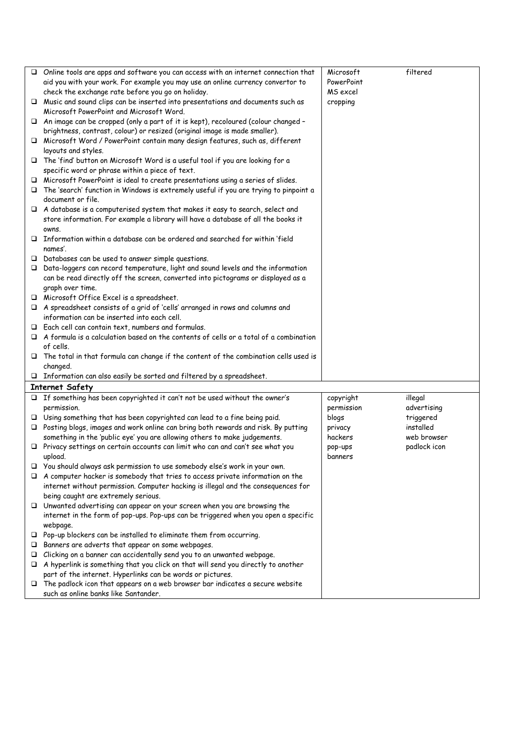| | | |
|---|---|---|
| ❑ Online tools are apps and software you can access with an internet connection that aid you with your work. For example you may use an online currency convertor to check the exchange rate before you go on holiday.<br>❑ Music and sound clips can be inserted into presentations and documents such as Microsoft PowerPoint and Microsoft Word.<br>❑ An image can be cropped (only a part of it is kept), recoloured (colour changed – brightness, contrast, colour) or resized (original image is made smaller).<br>❑ Microsoft Word / PowerPoint contain many design features, such as, different layouts and styles.<br>❑ The 'find' button on Microsoft Word is a useful tool if you are looking for a specific word or phrase within a piece of text.<br>❑ Microsoft PowerPoint is ideal to create presentations using a series of slides.<br>❑ The 'search' function in Windows is extremely useful if you are trying to pinpoint a document or file.<br>❑ A database is a computerised system that makes it easy to search, select and store information. For example a library will have a database of all the books it owns.<br>❑ Information within a database can be ordered and searched for within 'field names'.<br>❑ Databases can be used to answer simple questions.<br>❑ Data-loggers can record temperature, light and sound levels and the information can be read directly off the screen, converted into pictograms or displayed as a graph over time.<br>❑ Microsoft Office Excel is a spreadsheet.<br>❑ A spreadsheet consists of a grid of 'cells' arranged in rows and columns and information can be inserted into each cell.<br>❑ Each cell can contain text, numbers and formulas.<br>❑ A formula is a calculation based on the contents of cells or a total of a combination of cells.<br>❑ The total in that formula can change if the content of the combination cells used is changed.<br>❑ Information can also easily be sorted and filtered by a spreadsheet. | Microsoft PowerPoint<br>MS excel<br>cropping | filtered |
| **Internet Safety** | | |
| ❑ If something has been copyrighted it can't not be used without the owner's permission.<br>❑ Using something that has been copyrighted can lead to a fine being paid.<br>❑ Posting blogs, images and work online can bring both rewards and risk. By putting something in the 'public eye' you are allowing others to make judgements.<br>❑ Privacy settings on certain accounts can limit who can and can't see what you upload.<br>❑ You should always ask permission to use somebody else's work in your own.<br>❑ A computer hacker is somebody that tries to access private information on the internet without permission. Computer hacking is illegal and the consequences for being caught are extremely serious.<br>❑ Unwanted advertising can appear on your screen when you are browsing the internet in the form of pop-ups. Pop-ups can be triggered when you open a specific webpage.<br>❑ Pop-up blockers can be installed to eliminate them from occurring.<br>❑ Banners are adverts that appear on some webpages.<br>❑ Clicking on a banner can accidentally send you to an unwanted webpage.<br>❑ A hyperlink is something that you click on that will send you directly to another part of the internet. Hyperlinks can be words or pictures.<br>❑ The padlock icon that appears on a web browser bar indicates a secure website such as online banks like Santander. | copyright<br>permission<br>blogs<br>privacy<br>hackers<br>pop-ups<br>banners | illegal<br>advertising<br>triggered<br>installed<br>web browser<br>padlock icon |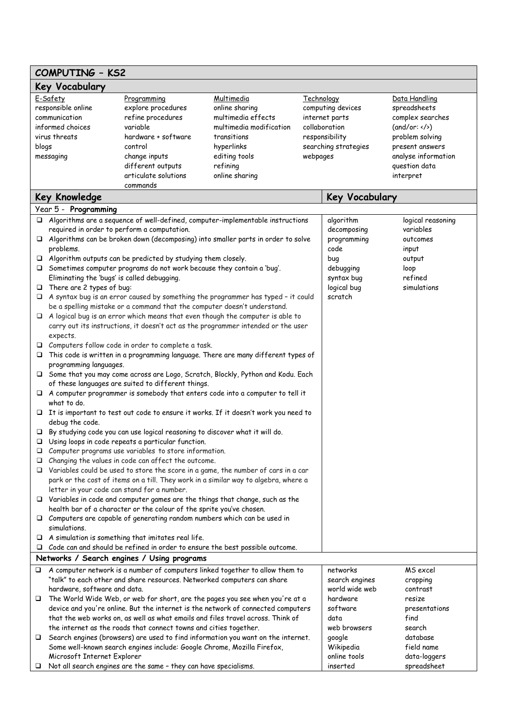# COMPUTING – KS2

## Key Vocabulary

| E-Safety | Programming | Multimedia | Technology | Data Handling |
|---|---|---|---|---|
| responsible online communication | explore procedures | online sharing | computing devices | spreadsheets |
| informed choices | refine procedures | multimedia effects | internet parts | complex searches |
| virus threats | variable | multimedia modification | collaboration | (and/or: </>) |
| blogs | hardware + software | transitions | responsibility | problem solving |
| messaging | control | hyperlinks | searching strategies | present answers |
| | change inputs | editing tools | webpages | analyse information |
| | different outputs | refining | | question data |
| | articulate solutions | online sharing | | interpret |
| | commands | | | |

## Key Knowledge

### Year 5 - Programming

- Algorithms are a sequence of well-defined, computer-implementable instructions required in order to perform a computation.
- Algorithms can be broken down (decomposing) into smaller parts in order to solve problems.
- Algorithm outputs can be predicted by studying them closely.
- Sometimes computer programs do not work because they contain a 'bug'. Eliminating the 'bugs' is called debugging.
- There are 2 types of bug:
- A syntax bug is an error caused by something the programmer has typed – it could be a spelling mistake or a command that the computer doesn't understand.
- A logical bug is an error which means that even though the computer is able to carry out its instructions, it doesn't act as the programmer intended or the user expects.
- Computers follow code in order to complete a task.
- This code is written in a programming language. There are many different types of programming languages.
- Some that you may come across are Logo, Scratch, Blockly, Python and Kodu. Each of these languages are suited to different things.
- A computer programmer is somebody that enters code into a computer to tell it what to do.
- It is important to test out code to ensure it works. If it doesn't work you need to debug the code.
- By studying code you can use logical reasoning to discover what it will do.
- Using loops in code repeats a particular function.
- Computer programs use variables to store information.
- Changing the values in code can affect the outcome.
- Variables could be used to store the score in a game, the number of cars in a car park or the cost of items on a till. They work in a similar way to algebra, where a letter in your code can stand for a number.
- Variables in code and computer games are the things that change, such as the health bar of a character or the colour of the sprite you've chosen.
- Computers are capable of generating random numbers which can be used in simulations.
- A simulation is something that imitates real life.
- Code can and should be refined in order to ensure the best possible outcome.

**Key Vocabulary:**

| | |
|---|---|
| algorithm | logical reasoning |
| decomposing | variables |
| programming | outcomes |
| code | input |
| bug | output |
| debugging | loop |
| syntax bug | refined |
| logical bug | simulations |
| scratch | |

### Networks / Search engines / Using programs

- A computer network is a number of computers linked together to allow them to "talk" to each other and share resources. Networked computers can share hardware, software and data.
- The World Wide Web, or web for short, are the pages you see when you're at a device and you're online. But the internet is the network of connected computers that the web works on, as well as what emails and files travel across. Think of the internet as the roads that connect towns and cities together.
- Search engines (browsers) are used to find information you want on the internet. Some well-known search engines include: Google Chrome, Mozilla Firefox, Microsoft Internet Explorer
- Not all search engines are the same – they can have specialisms.

**Key Vocabulary:**

| | |
|---|---|
| networks | MS excel |
| search engines | cropping |
| world wide web | contrast |
| hardware | resize |
| software | presentations |
| data | find |
| web browsers | search |
| google | database |
| Wikipedia | field name |
| online tools | data-loggers |
| inserted | spreadsheet |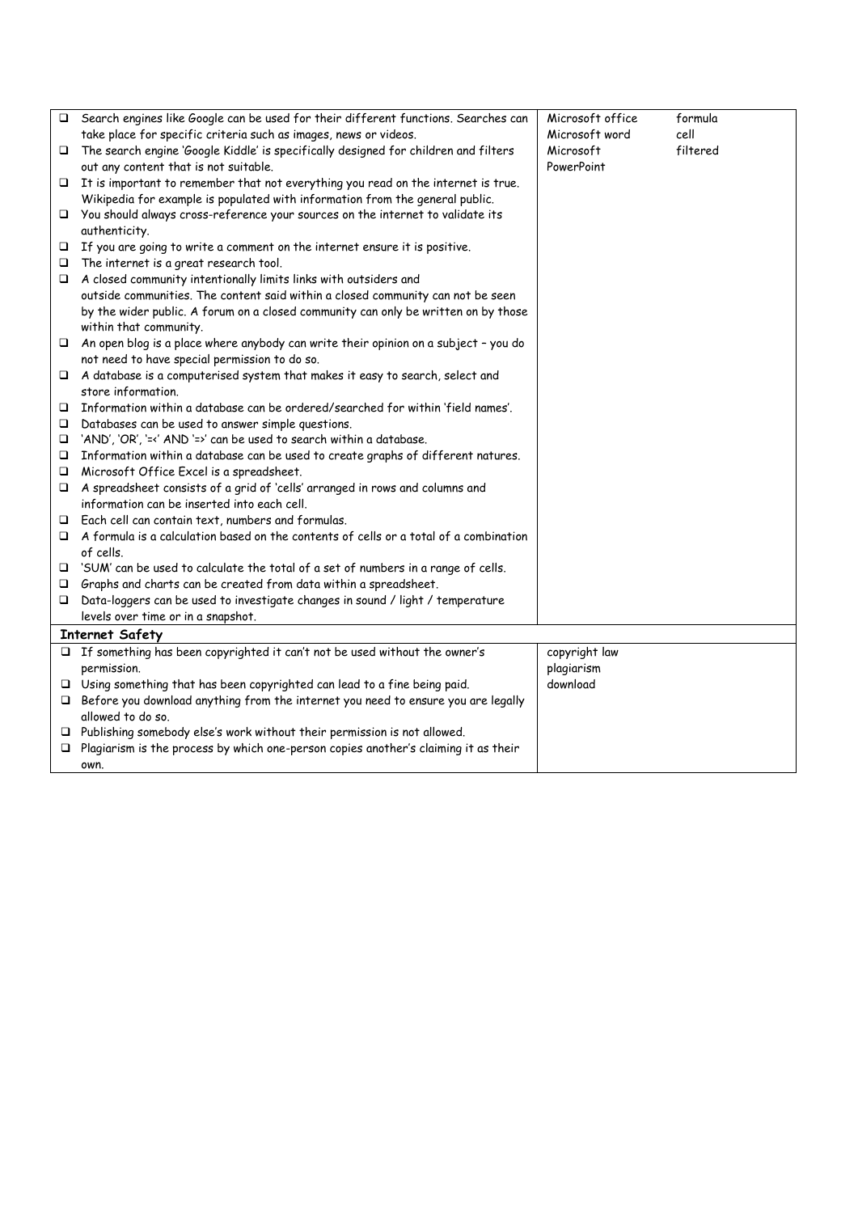| | | |
|---|---|---|
| ❑ Search engines like Google can be used for their different functions. Searches can take place for specific criteria such as images, news or videos.<br>❑ The search engine 'Google Kiddle' is specifically designed for children and filters out any content that is not suitable.<br>❑ It is important to remember that not everything you read on the internet is true. Wikipedia for example is populated with information from the general public.<br>❑ You should always cross-reference your sources on the internet to validate its authenticity.<br>❑ If you are going to write a comment on the internet ensure it is positive.<br>❑ The internet is a great research tool.<br>❑ A closed community intentionally limits links with outsiders and outside communities. The content said within a closed community can not be seen by the wider public. A forum on a closed community can only be written on by those within that community.<br>❑ An open blog is a place where anybody can write their opinion on a subject – you do not need to have special permission to do so.<br>❑ A database is a computerised system that makes it easy to search, select and store information.<br>❑ Information within a database can be ordered/searched for within 'field names'.<br>❑ Databases can be used to answer simple questions.<br>❑ 'AND', 'OR', '=<' AND '=>' can be used to search within a database.<br>❑ Information within a database can be used to create graphs of different natures.<br>❑ Microsoft Office Excel is a spreadsheet.<br>❑ A spreadsheet consists of a grid of 'cells' arranged in rows and columns and information can be inserted into each cell.<br>❑ Each cell can contain text, numbers and formulas.<br>❑ A formula is a calculation based on the contents of cells or a total of a combination of cells.<br>❑ 'SUM' can be used to calculate the total of a set of numbers in a range of cells.<br>❑ Graphs and charts can be created from data within a spreadsheet.<br>❑ Data-loggers can be used to investigate changes in sound / light / temperature levels over time or in a snapshot. | Microsoft office<br>Microsoft word<br>Microsoft PowerPoint | formula<br>cell<br>filtered |
| **Internet Safety** | | |
| ❑ If something has been copyrighted it can't not be used without the owner's permission.<br>❑ Using something that has been copyrighted can lead to a fine being paid.<br>❑ Before you download anything from the internet you need to ensure you are legally allowed to do so.<br>❑ Publishing somebody else's work without their permission is not allowed.<br>❑ Plagiarism is the process by which one-person copies another's claiming it as their own. | copyright law<br>plagiarism<br>download | |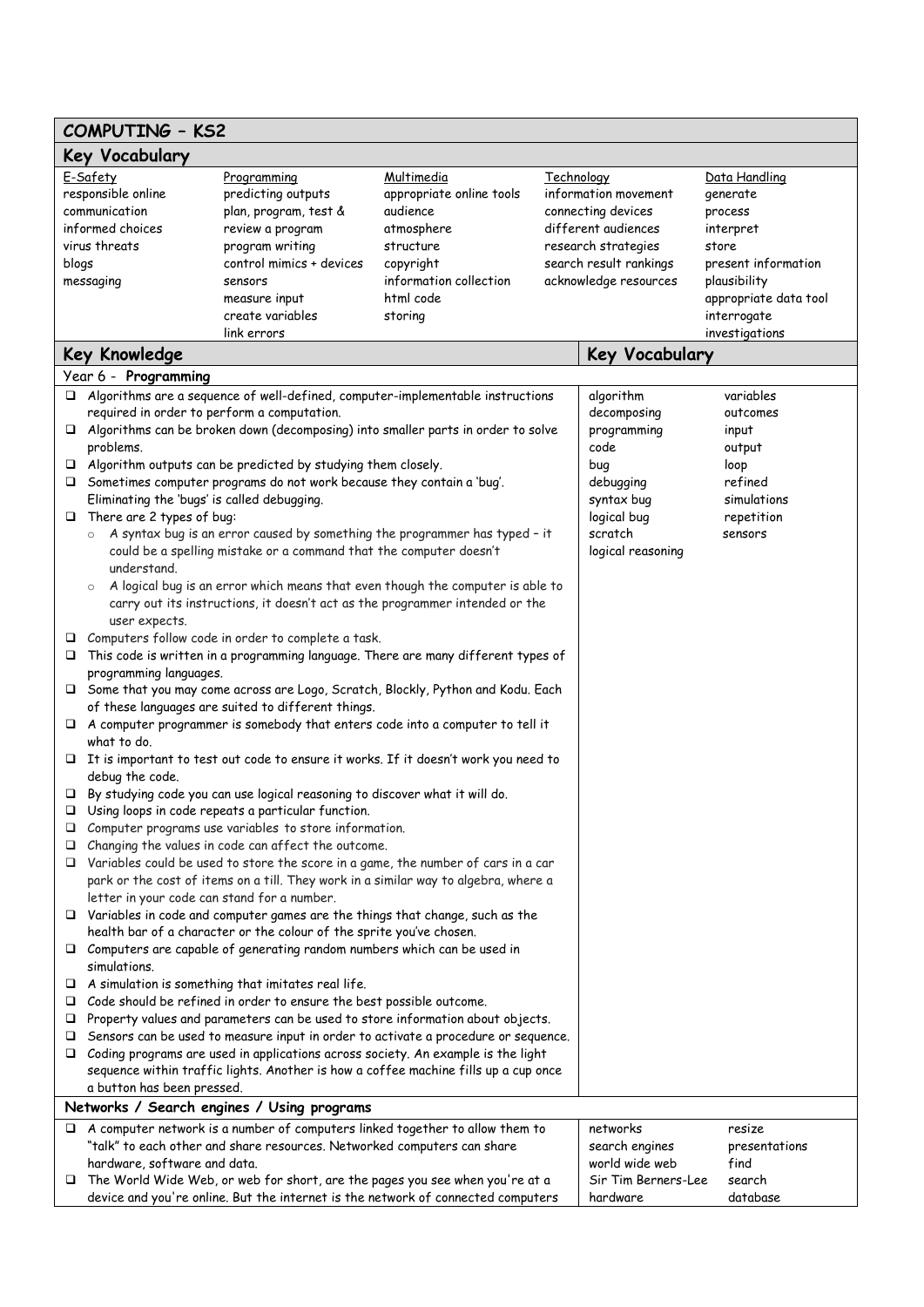# COMPUTING – KS2

## Key Vocabulary

| E-Safety | Programming | Multimedia | Technology | Data Handling |
|---|---|---|---|---|
| responsible online communication | predicting outputs | appropriate online tools | information movement | generate |
| informed choices | plan, program, test & review a program | audience | connecting devices | process |
| virus threats | program writing | atmosphere | different audiences | interpret |
| blogs | control mimics + devices | structure | research strategies | store |
| messaging | sensors | copyright | search result rankings | present information |
| | measure input | information collection | acknowledge resources | plausibility |
| | create variables | html code | | appropriate data tool |
| | link errors | storing | | interrogate |
| | | | | investigations |

## Key Knowledge

### Year 6 - Programming

- Algorithms are a sequence of well-defined, computer-implementable instructions required in order to perform a computation.
- Algorithms can be broken down (decomposing) into smaller parts in order to solve problems.
- Algorithm outputs can be predicted by studying them closely.
- Sometimes computer programs do not work because they contain a 'bug'. Eliminating the 'bugs' is called debugging.
- There are 2 types of bug:
  - A syntax bug is an error caused by something the programmer has typed – it could be a spelling mistake or a command that the computer doesn't understand.
  - A logical bug is an error which means that even though the computer is able to carry out its instructions, it doesn't act as the programmer intended or the user expects.
- Computers follow code in order to complete a task.
- This code is written in a programming language. There are many different types of programming languages.
- Some that you may come across are Logo, Scratch, Blockly, Python and Kodu. Each of these languages are suited to different things.
- A computer programmer is somebody that enters code into a computer to tell it what to do.
- It is important to test out code to ensure it works. If it doesn't work you need to debug the code.
- By studying code you can use logical reasoning to discover what it will do.
- Using loops in code repeats a particular function.
- Computer programs use variables to store information.
- Changing the values in code can affect the outcome.
- Variables could be used to store the score in a game, the number of cars in a car park or the cost of items on a till. They work in a similar way to algebra, where a letter in your code can stand for a number.
- Variables in code and computer games are the things that change, such as the health bar of a character or the colour of the sprite you've chosen.
- Computers are capable of generating random numbers which can be used in simulations.
- A simulation is something that imitates real life.
- Code should be refined in order to ensure the best possible outcome.
- Property values and parameters can be used to store information about objects.
- Sensors can be used to measure input in order to activate a procedure or sequence.
- Coding programs are used in applications across society. An example is the light sequence within traffic lights. Another is how a coffee machine fills up a cup once a button has been pressed.

**Key Vocabulary**

| | |
|---|---|
| algorithm | variables |
| decomposing | outcomes |
| programming | input |
| code | output |
| bug | loop |
| debugging | refined |
| syntax bug | simulations |
| logical bug | repetition |
| scratch | sensors |
| logical reasoning | |

### Networks / Search engines / Using programs

- A computer network is a number of computers linked together to allow them to "talk" to each other and share resources. Networked computers can share hardware, software and data.
- The World Wide Web, or web for short, are the pages you see when you're at a device and you're online. But the internet is the network of connected computers

**Key Vocabulary**

| | |
|---|---|
| networks | resize |
| search engines | presentations |
| world wide web | find |
| Sir Tim Berners-Lee | search |
| hardware | database |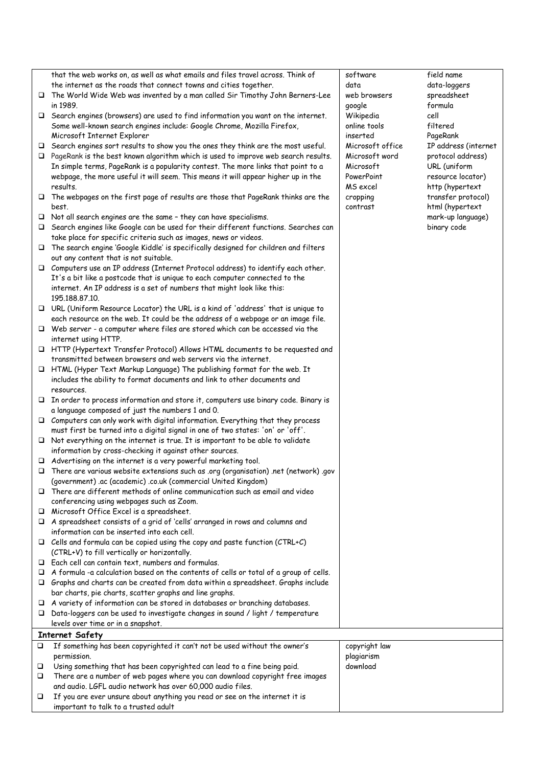| | | | |
|---|---|---|---|
| | that the web works on, as well as what emails and files travel across. Think of the internet as the roads that connect towns and cities together. | software | field name |
| ❑ | The World Wide Web was invented by a man called Sir Timothy John Berners-Lee in 1989. | data | data-loggers |
| ❑ | Search engines (browsers) are used to find information you want on the internet. Some well-known search engines include: Google Chrome, Mozilla Firefox, Microsoft Internet Explorer | web browsers | spreadsheet |
| ❑ | Search engines sort results to show you the ones they think are the most useful. | google | formula |
| ❑ | PageRank is the best known algorithm which is used to improve web search results. In simple terms, PageRank is a popularity contest. The more links that point to a webpage, the more useful it will seem. This means it will appear higher up in the results. | Wikipedia | cell |
| ❑ | The webpages on the first page of results are those that PageRank thinks are the best. | online tools | filtered |
| ❑ | Not all search engines are the same – they can have specialisms. | inserted | PageRank |
| ❑ | Search engines like Google can be used for their different functions. Searches can take place for specific criteria such as images, news or videos. | Microsoft office | IP address (internet protocol address) |
| ❑ | The search engine 'Google Kiddle' is specifically designed for children and filters out any content that is not suitable. | Microsoft word | URL (uniform resource locator) |
| ❑ | Computers use an IP address (Internet Protocol address) to identify each other. It's a bit like a postcode that is unique to each computer connected to the internet. An IP address is a set of numbers that might look like this: 195.188.87.10. | Microsoft PowerPoint | http (hypertext transfer protocol) |
| ❑ | URL (Uniform Resource Locator) the URL is a kind of 'address' that is unique to each resource on the web. It could be the address of a webpage or an image file. | MS excel | html (hypertext mark-up language) |
| ❑ | Web server - a computer where files are stored which can be accessed via the internet using HTTP. | cropping | binary code |
| ❑ | HTTP (Hypertext Transfer Protocol) Allows HTML documents to be requested and transmitted between browsers and web servers via the internet. | contrast | |
| ❑ | HTML (Hyper Text Markup Language) The publishing format for the web. It includes the ability to format documents and link to other documents and resources. | | |
| ❑ | In order to process information and store it, computers use binary code. Binary is a language composed of just the numbers 1 and 0. | | |
| ❑ | Computers can only work with digital information. Everything that they process must first be turned into a digital signal in one of two states: 'on' or 'off'. | | |
| ❑ | Not everything on the internet is true. It is important to be able to validate information by cross-checking it against other sources. | | |
| ❑ | Advertising on the internet is a very powerful marketing tool. | | |
| ❑ | There are various website extensions such as .org (organisation) .net (network) .gov (government) .ac (academic) .co.uk (commercial United Kingdom) | | |
| ❑ | There are different methods of online communication such as email and video conferencing using webpages such as Zoom. | | |
| ❑ | Microsoft Office Excel is a spreadsheet. | | |
| ❑ | A spreadsheet consists of a grid of 'cells' arranged in rows and columns and information can be inserted into each cell. | | |
| ❑ | Cells and formula can be copied using the copy and paste function (CTRL+C) (CTRL+V) to fill vertically or horizontally. | | |
| ❑ | Each cell can contain text, numbers and formulas. | | |
| ❑ | A formula -a calculation based on the contents of cells or total of a group of cells. | | |
| ❑ | Graphs and charts can be created from data within a spreadsheet. Graphs include bar charts, pie charts, scatter graphs and line graphs. | | |
| ❑ | A variety of information can be stored in databases or branching databases. | | |
| ❑ | Data-loggers can be used to investigate changes in sound / light / temperature levels over time or in a snapshot. | | |
| **Internet Safety** | | | |
| ❑ | If something has been copyrighted it can't not be used without the owner's permission. | copyright law | |
| ❑ | Using something that has been copyrighted can lead to a fine being paid. | plagiarism | |
| ❑ | There are a number of web pages where you can download copyright free images and audio. LGFL audio network has over 60,000 audio files. | download | |
| ❑ | If you are ever unsure about anything you read or see on the internet it is important to talk to a trusted adult | | |